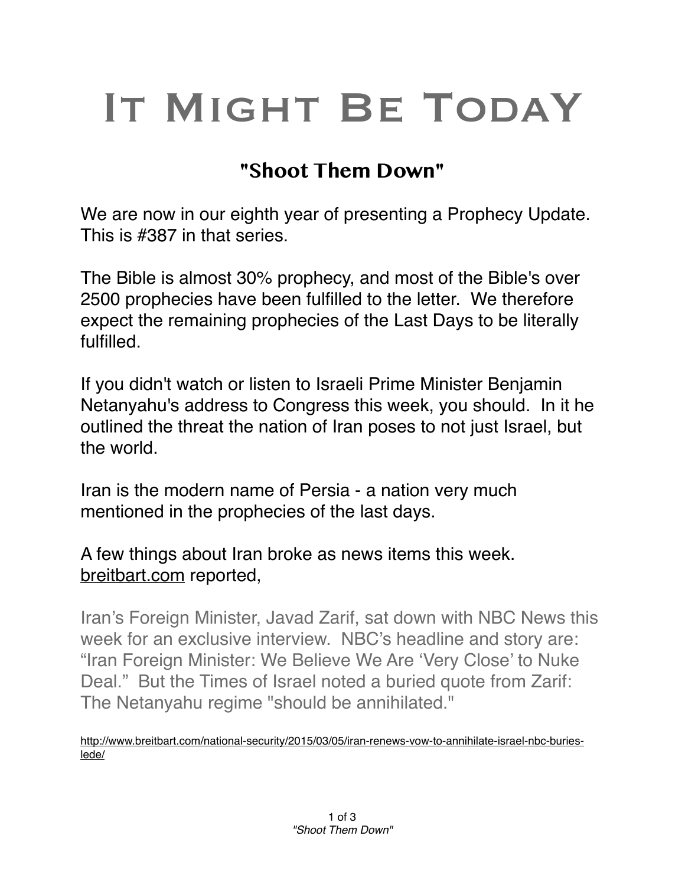# It Might Be TodaY

## "Shoot Them Down"

We are now in our eighth year of presenting a Prophecy Update. This is #387 in that series.

The Bible is almost 30% prophecy, and most of the Bible's over 2500 prophecies have been fulfilled to the letter. We therefore expect the remaining prophecies of the Last Days to be literally fulfilled.

If you didn't watch or listen to Israeli Prime Minister Benjamin Netanyahu's address to Congress this week, you should. In it he outlined the threat the nation of Iran poses to not just Israel, but the world.

Iran is the modern name of Persia - a nation very much mentioned in the prophecies of the last days.

A few things about Iran broke as news items this week. breitbart.com reported,

> Iran's Foreign Minister, Javad Zarif, sat down with NBC News this week for an exclusive interview. NBC's headline and story are: "Iran Foreign Minister: We Believe We Are 'Very Close' to Nuke Deal." But the Times of Israel noted a buried quote from Zarif: The Netanyahu regime "should be annihilated."

http://www.breitbart.com/national-security/2015/03/05/iran-renews-vow-to-annihilate-israel-nbc-buries-lede/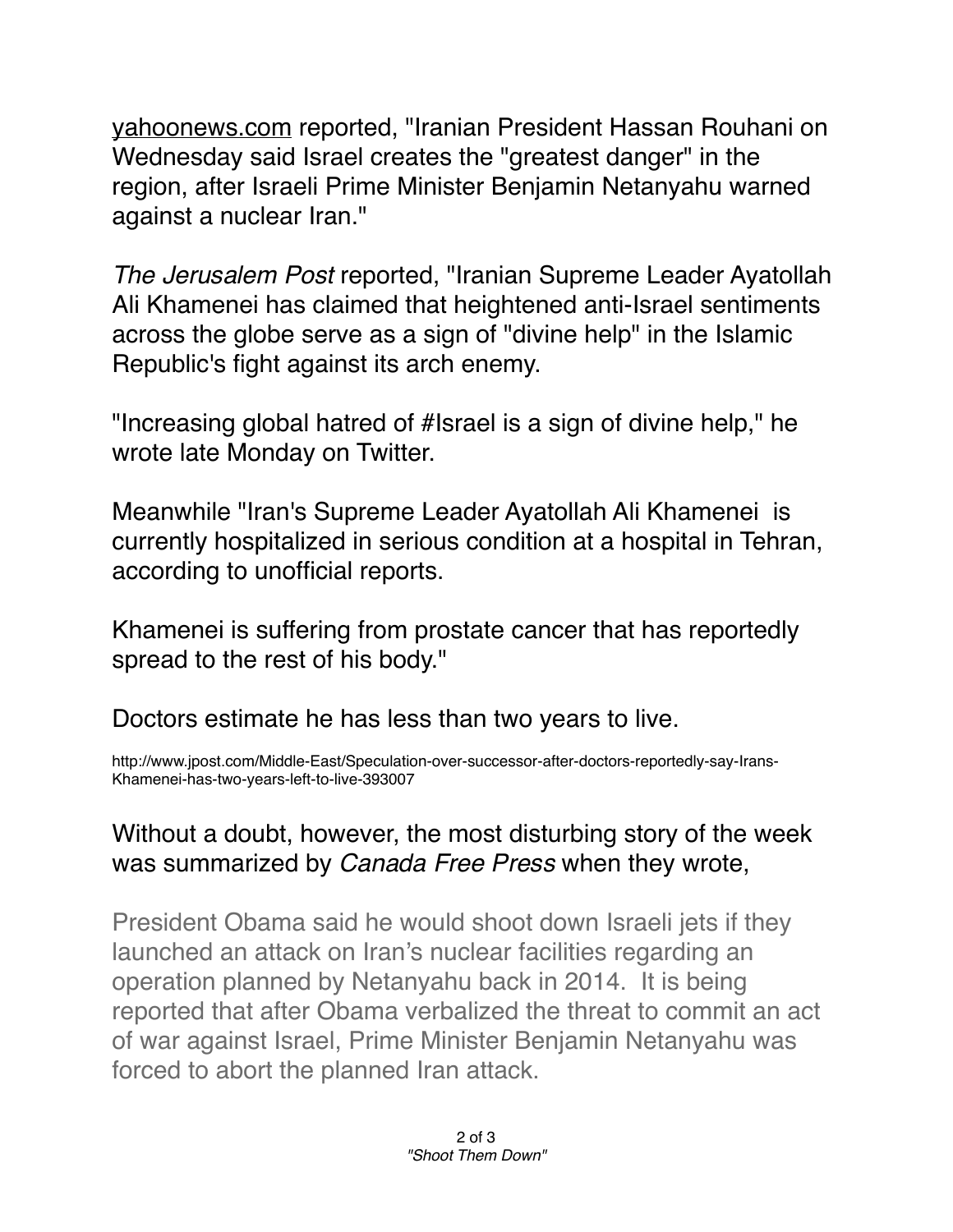yahoonews.com reported, "Iranian President Hassan Rouhani on Wednesday said Israel creates the "greatest danger" in the region, after Israeli Prime Minister Benjamin Netanyahu warned against a nuclear Iran."

*The Jerusalem Post* reported, "Iranian Supreme Leader Ayatollah Ali Khamenei has claimed that heightened anti-Israel sentiments across the globe serve as a sign of "divine help" in the Islamic Republic's fight against its arch enemy.

"Increasing global hatred of #Israel is a sign of divine help," he wrote late Monday on Twitter.

Meanwhile "Iran's Supreme Leader Ayatollah Ali Khamenei is currently hospitalized in serious condition at a hospital in Tehran, according to unofficial reports.

Khamenei is suffering from prostate cancer that has reportedly spread to the rest of his body."

Doctors estimate he has less than two years to live.

http://www.jpost.com/Middle-East/Speculation-over-successor-after-doctors-reportedly-say-Irans-Khamenei-has-two-years-left-to-live-393007

Without a doubt, however, the most disturbing story of the week was summarized by *Canada Free Press* when they wrote,

> President Obama said he would shoot down Israeli jets if they launched an attack on Iran's nuclear facilities regarding an operation planned by Netanyahu back in 2014. It is being reported that after Obama verbalized the threat to commit an act of war against Israel, Prime Minister Benjamin Netanyahu was forced to abort the planned Iran attack.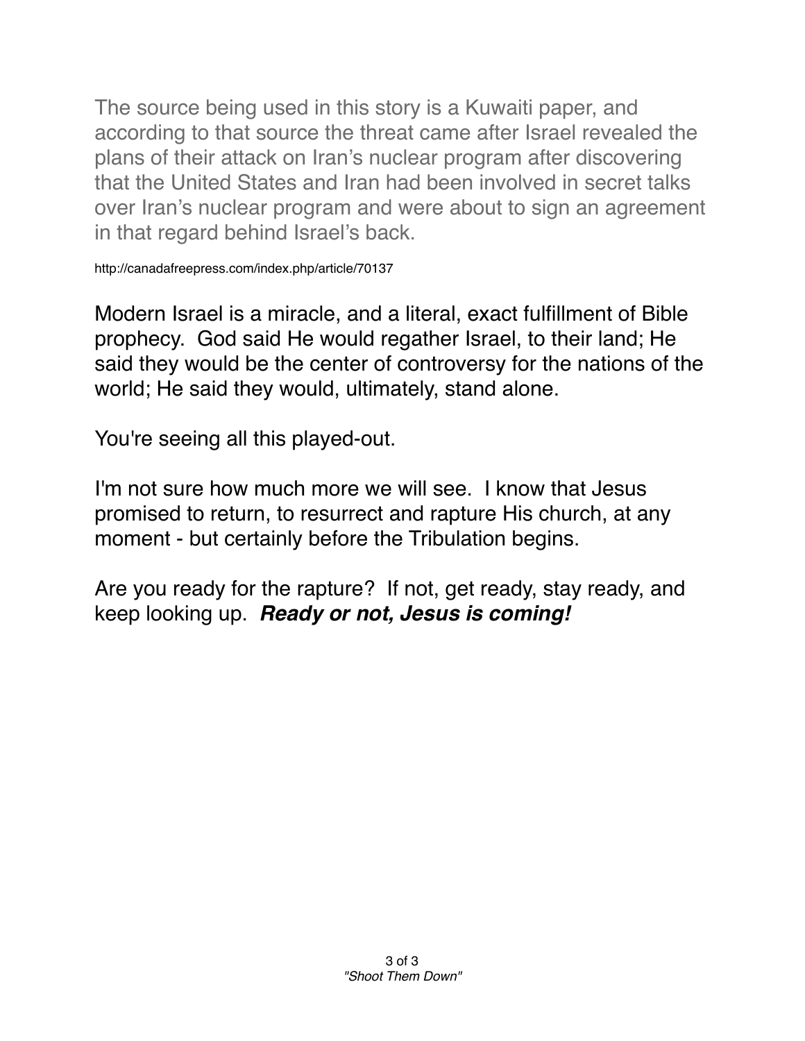The source being used in this story is a Kuwaiti paper, and according to that source the threat came after Israel revealed the plans of their attack on Iran's nuclear program after discovering that the United States and Iran had been involved in secret talks over Iran's nuclear program and were about to sign an agreement in that regard behind Israel's back.

http://canadafreepress.com/index.php/article/70137

Modern Israel is a miracle, and a literal, exact fulfillment of Bible prophecy. God said He would regather Israel, to their land; He said they would be the center of controversy for the nations of the world; He said they would, ultimately, stand alone.

You're seeing all this played-out.

I'm not sure how much more we will see. I know that Jesus promised to return, to resurrect and rapture His church, at any moment - but certainly before the Tribulation begins.

Are you ready for the rapture? If not, get ready, stay ready, and keep looking up. ***Ready or not, Jesus is coming!***